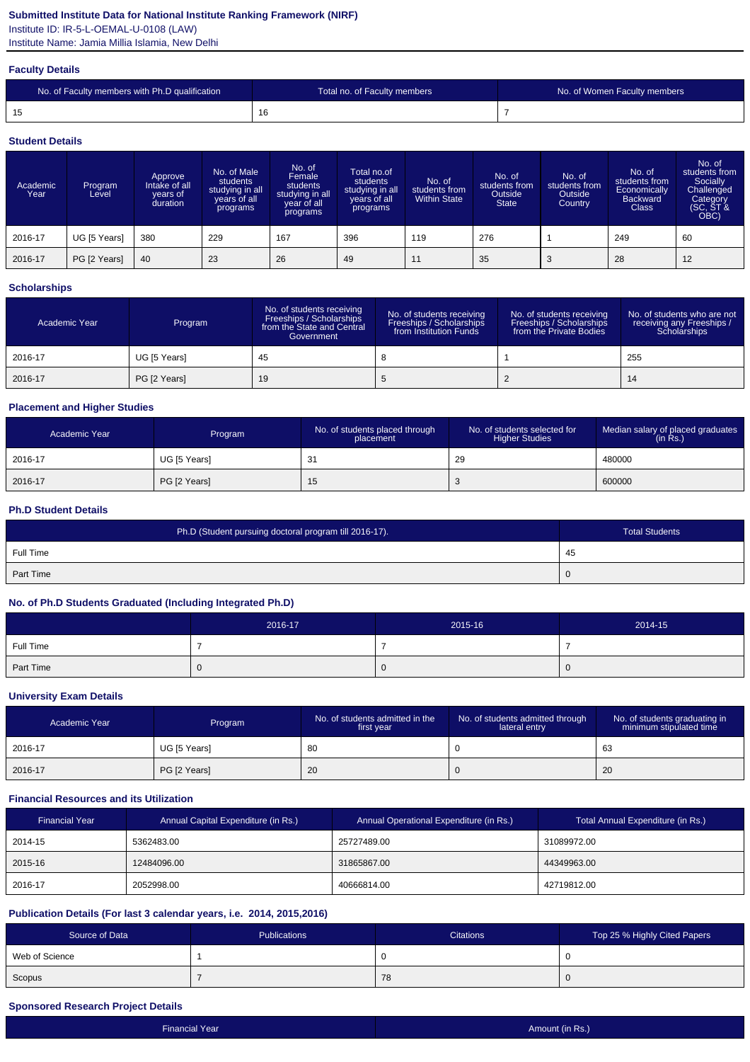**Submitted Institute Data for National Institute Ranking Framework (NIRF)**

Institute ID: IR-5-L-OEMAL-U-0108 (LAW)

Institute Name: Jamia Millia Islamia, New Delhi

### Faculty Details

| No. of Faculty members with Ph.D qualification | Total no. of Faculty members | No. of Women Faculty members |
|---|---|---|
| 15 | 16 | 7 |

### Student Details

| Academic Year | Program Level | Approve Intake of all years of duration | No. of Male students studying in all years of all programs | No. of Female students studying in all year of all programs | Total no.of students studying in all years of all programs | No. of students from Within State | No. of students from Outside State | No. of students from Outside Country | No. of students from Economically Backward Class | No. of students from Socially Challenged Category (SC, ST & OBC) |
|---|---|---|---|---|---|---|---|---|---|---|
| 2016-17 | UG [5 Years] | 380 | 229 | 167 | 396 | 119 | 276 | 1 | 249 | 60 |
| 2016-17 | PG [2 Years] | 40 | 23 | 26 | 49 | 11 | 35 | 3 | 28 | 12 |

### Scholarships

| Academic Year | Program | No. of students receiving Freeships / Scholarships from the State and Central Government | No. of students receiving Freeships / Scholarships from Institution Funds | No. of students receiving Freeships / Scholarships from the Private Bodies | No. of students who are not receiving any Freeships / Scholarships |
|---|---|---|---|---|---|
| 2016-17 | UG [5 Years] | 45 | 8 | 1 | 255 |
| 2016-17 | PG [2 Years] | 19 | 5 | 2 | 14 |

### Placement and Higher Studies

| Academic Year | Program | No. of students placed through placement | No. of students selected for Higher Studies | Median salary of placed graduates (in Rs.) |
|---|---|---|---|---|
| 2016-17 | UG [5 Years] | 31 | 29 | 480000 |
| 2016-17 | PG [2 Years] | 15 | 3 | 600000 |

### Ph.D Student Details

| Ph.D (Student pursuing doctoral program till 2016-17). | Total Students |
|---|---|
| Full Time | 45 |
| Part Time | 0 |

### No. of Ph.D Students Graduated (Including Integrated Ph.D)

| | 2016-17 | 2015-16 | 2014-15 |
|---|---|---|---|
| Full Time | 7 | 7 | 7 |
| Part Time | 0 | 0 | 0 |

### University Exam Details

| Academic Year | Program | No. of students admitted in the first year | No. of students admitted through lateral entry | No. of students graduating in minimum stipulated time |
|---|---|---|---|---|
| 2016-17 | UG [5 Years] | 80 | 0 | 63 |
| 2016-17 | PG [2 Years] | 20 | 0 | 20 |

### Financial Resources and its Utilization

| Financial Year | Annual Capital Expenditure (in Rs.) | Annual Operational Expenditure (in Rs.) | Total Annual Expenditure (in Rs.) |
|---|---|---|---|
| 2014-15 | 5362483.00 | 25727489.00 | 31089972.00 |
| 2015-16 | 12484096.00 | 31865867.00 | 44349963.00 |
| 2016-17 | 2052998.00 | 40666814.00 | 42719812.00 |

### Publication Details (For last 3 calendar years, i.e. 2014, 2015,2016)

| Source of Data | Publications | Citations | Top 25 % Highly Cited Papers |
|---|---|---|---|
| Web of Science | 1 | 0 | 0 |
| Scopus | 7 | 78 | 0 |

### Sponsored Research Project Details

| Financial Year | Amount (in Rs.) |
|---|---|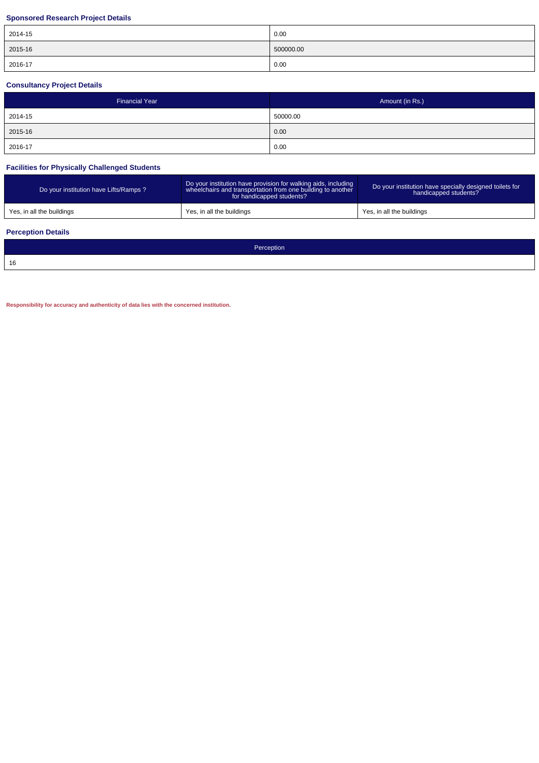### Sponsored Research Project Details

| | |
|---|---|
| 2014-15 | 0.00 |
| 2015-16 | 500000.00 |
| 2016-17 | 0.00 |

### Consultancy Project Details

| Financial Year | Amount (in Rs.) |
|---|---|
| 2014-15 | 50000.00 |
| 2015-16 | 0.00 |
| 2016-17 | 0.00 |

### Facilities for Physically Challenged Students

| Do your institution have Lifts/Ramps ? | Do your institution have provision for walking aids, including wheelchairs and transportation from one building to another for handicapped students? | Do your institution have specially designed toilets for handicapped students? |
|---|---|---|
| Yes, in all the buildings | Yes, in all the buildings | Yes, in all the buildings |

### Perception Details

| Perception |
|---|
| 16 |

**Responsibility for accuracy and authenticity of data lies with the concerned institution.**